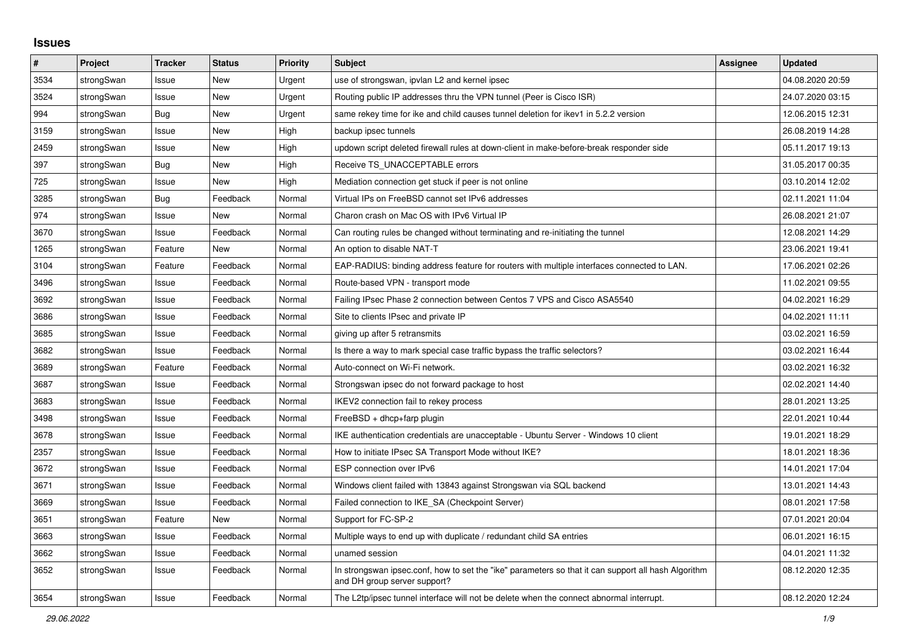## Issues

| # | Project | Tracker | Status | Priority | Subject | Assignee | Updated |
|---|---|---|---|---|---|---|---|
| 3534 | strongSwan | Issue | New | Urgent | use of strongswan, ipvlan L2 and kernel ipsec | | 04.08.2020 20:59 |
| 3524 | strongSwan | Issue | New | Urgent | Routing public IP addresses thru the VPN tunnel (Peer is Cisco ISR) | | 24.07.2020 03:15 |
| 994 | strongSwan | Bug | New | Urgent | same rekey time for ike and child causes tunnel deletion for ikev1 in 5.2.2 version | | 12.06.2015 12:31 |
| 3159 | strongSwan | Issue | New | High | backup ipsec tunnels | | 26.08.2019 14:28 |
| 2459 | strongSwan | Issue | New | High | updown script deleted firewall rules at down-client in make-before-break responder side | | 05.11.2017 19:13 |
| 397 | strongSwan | Bug | New | High | Receive TS_UNACCEPTABLE errors | | 31.05.2017 00:35 |
| 725 | strongSwan | Issue | New | High | Mediation connection get stuck if peer is not online | | 03.10.2014 12:02 |
| 3285 | strongSwan | Bug | Feedback | Normal | Virtual IPs on FreeBSD cannot set IPv6 addresses | | 02.11.2021 11:04 |
| 974 | strongSwan | Issue | New | Normal | Charon crash on Mac OS with IPv6 Virtual IP | | 26.08.2021 21:07 |
| 3670 | strongSwan | Issue | Feedback | Normal | Can routing rules be changed without terminating and re-initiating the tunnel | | 12.08.2021 14:29 |
| 1265 | strongSwan | Feature | New | Normal | An option to disable NAT-T | | 23.06.2021 19:41 |
| 3104 | strongSwan | Feature | Feedback | Normal | EAP-RADIUS: binding address feature for routers with multiple interfaces connected to LAN. | | 17.06.2021 02:26 |
| 3496 | strongSwan | Issue | Feedback | Normal | Route-based VPN - transport mode | | 11.02.2021 09:55 |
| 3692 | strongSwan | Issue | Feedback | Normal | Failing IPsec Phase 2 connection between Centos 7 VPS and Cisco ASA5540 | | 04.02.2021 16:29 |
| 3686 | strongSwan | Issue | Feedback | Normal | Site to clients IPsec and private IP | | 04.02.2021 11:11 |
| 3685 | strongSwan | Issue | Feedback | Normal | giving up after 5 retransmits | | 03.02.2021 16:59 |
| 3682 | strongSwan | Issue | Feedback | Normal | Is there a way to mark special case traffic bypass the traffic selectors? | | 03.02.2021 16:44 |
| 3689 | strongSwan | Feature | Feedback | Normal | Auto-connect on Wi-Fi network. | | 03.02.2021 16:32 |
| 3687 | strongSwan | Issue | Feedback | Normal | Strongswan ipsec do not forward package to host | | 02.02.2021 14:40 |
| 3683 | strongSwan | Issue | Feedback | Normal | IKEV2 connection fail to rekey process | | 28.01.2021 13:25 |
| 3498 | strongSwan | Issue | Feedback | Normal | FreeBSD + dhcp+farp plugin | | 22.01.2021 10:44 |
| 3678 | strongSwan | Issue | Feedback | Normal | IKE authentication credentials are unacceptable - Ubuntu Server - Windows 10 client | | 19.01.2021 18:29 |
| 2357 | strongSwan | Issue | Feedback | Normal | How to initiate IPsec SA Transport Mode without IKE? | | 18.01.2021 18:36 |
| 3672 | strongSwan | Issue | Feedback | Normal | ESP connection over IPv6 | | 14.01.2021 17:04 |
| 3671 | strongSwan | Issue | Feedback | Normal | Windows client failed with 13843 against Strongswan via SQL backend | | 13.01.2021 14:43 |
| 3669 | strongSwan | Issue | Feedback | Normal | Failed connection to IKE_SA (Checkpoint Server) | | 08.01.2021 17:58 |
| 3651 | strongSwan | Feature | New | Normal | Support for FC-SP-2 | | 07.01.2021 20:04 |
| 3663 | strongSwan | Issue | Feedback | Normal | Multiple ways to end up with duplicate / redundant child SA entries | | 06.01.2021 16:15 |
| 3662 | strongSwan | Issue | Feedback | Normal | unamed session | | 04.01.2021 11:32 |
| 3652 | strongSwan | Issue | Feedback | Normal | In strongswan ipsec.conf, how to set the "ike" parameters so that it can support all hash Algorithm and DH group server support? | | 08.12.2020 12:35 |
| 3654 | strongSwan | Issue | Feedback | Normal | The L2tp/ipsec tunnel interface will not be delete when the connect abnormal interrupt. | | 08.12.2020 12:24 |

*29.06.2022*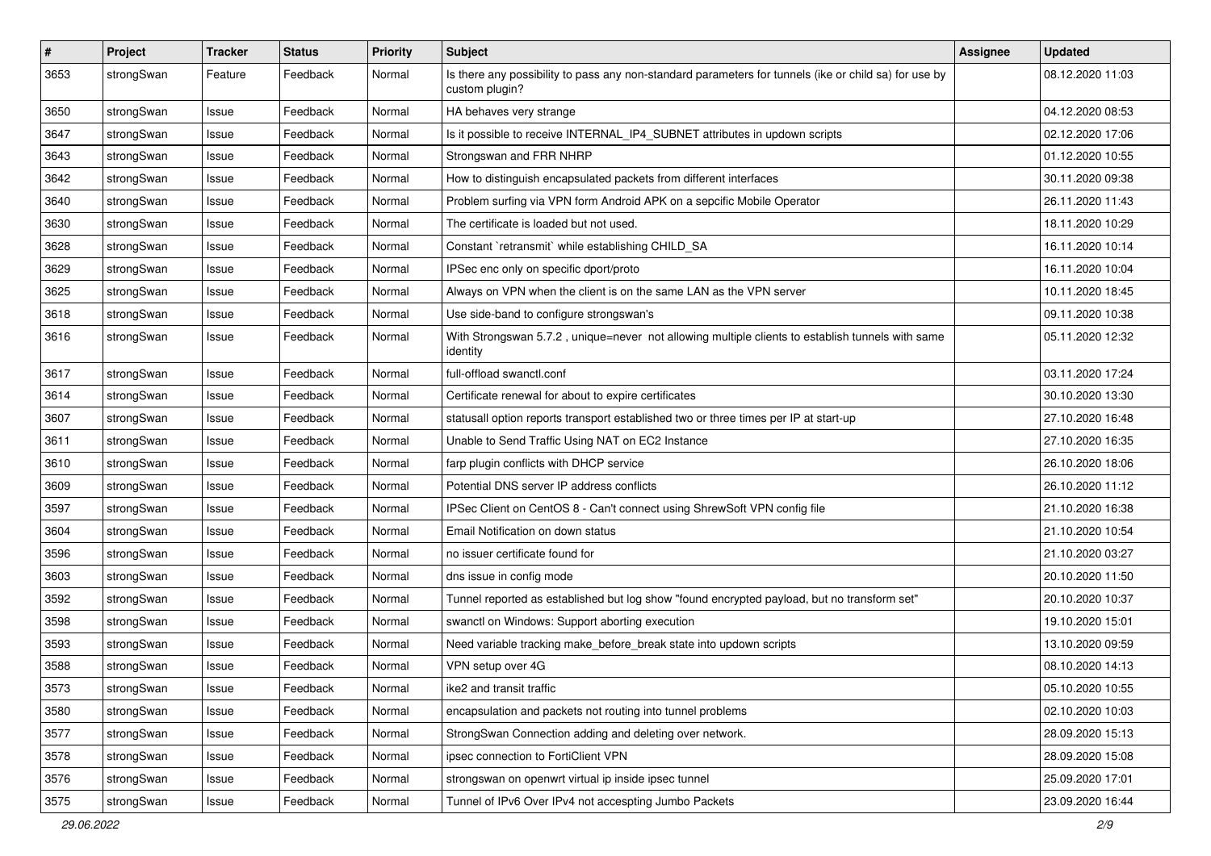| # | Project | Tracker | Status | Priority | Subject | Assignee | Updated |
|---|---|---|---|---|---|---|---|
| 3653 | strongSwan | Feature | Feedback | Normal | Is there any possibility to pass any non-standard parameters for tunnels (ike or child sa) for use by custom plugin? | | 08.12.2020 11:03 |
| 3650 | strongSwan | Issue | Feedback | Normal | HA behaves very strange | | 04.12.2020 08:53 |
| 3647 | strongSwan | Issue | Feedback | Normal | Is it possible to receive INTERNAL_IP4_SUBNET attributes in updown scripts | | 02.12.2020 17:06 |
| 3643 | strongSwan | Issue | Feedback | Normal | Strongswan and FRR NHRP | | 01.12.2020 10:55 |
| 3642 | strongSwan | Issue | Feedback | Normal | How to distinguish encapsulated packets from different interfaces | | 30.11.2020 09:38 |
| 3640 | strongSwan | Issue | Feedback | Normal | Problem surfing via VPN form Android APK on a sepcific Mobile Operator | | 26.11.2020 11:43 |
| 3630 | strongSwan | Issue | Feedback | Normal | The certificate is loaded but not used. | | 18.11.2020 10:29 |
| 3628 | strongSwan | Issue | Feedback | Normal | Constant `retransmit` while establishing CHILD_SA | | 16.11.2020 10:14 |
| 3629 | strongSwan | Issue | Feedback | Normal | IPSec enc only on specific dport/proto | | 16.11.2020 10:04 |
| 3625 | strongSwan | Issue | Feedback | Normal | Always on VPN when the client is on the same LAN as the VPN server | | 10.11.2020 18:45 |
| 3618 | strongSwan | Issue | Feedback | Normal | Use side-band to configure strongswan's | | 09.11.2020 10:38 |
| 3616 | strongSwan | Issue | Feedback | Normal | With Strongswan 5.7.2 , unique=never not allowing multiple clients to establish tunnels with same identity | | 05.11.2020 12:32 |
| 3617 | strongSwan | Issue | Feedback | Normal | full-offload swanctl.conf | | 03.11.2020 17:24 |
| 3614 | strongSwan | Issue | Feedback | Normal | Certificate renewal for about to expire certificates | | 30.10.2020 13:30 |
| 3607 | strongSwan | Issue | Feedback | Normal | statusall option reports transport established two or three times per IP at start-up | | 27.10.2020 16:48 |
| 3611 | strongSwan | Issue | Feedback | Normal | Unable to Send Traffic Using NAT on EC2 Instance | | 27.10.2020 16:35 |
| 3610 | strongSwan | Issue | Feedback | Normal | farp plugin conflicts with DHCP service | | 26.10.2020 18:06 |
| 3609 | strongSwan | Issue | Feedback | Normal | Potential DNS server IP address conflicts | | 26.10.2020 11:12 |
| 3597 | strongSwan | Issue | Feedback | Normal | IPSec Client on CentOS 8 - Can't connect using ShrewSoft VPN config file | | 21.10.2020 16:38 |
| 3604 | strongSwan | Issue | Feedback | Normal | Email Notification on down status | | 21.10.2020 10:54 |
| 3596 | strongSwan | Issue | Feedback | Normal | no issuer certificate found for | | 21.10.2020 03:27 |
| 3603 | strongSwan | Issue | Feedback | Normal | dns issue in config mode | | 20.10.2020 11:50 |
| 3592 | strongSwan | Issue | Feedback | Normal | Tunnel reported as established but log show "found encrypted payload, but no transform set" | | 20.10.2020 10:37 |
| 3598 | strongSwan | Issue | Feedback | Normal | swanctl on Windows: Support aborting execution | | 19.10.2020 15:01 |
| 3593 | strongSwan | Issue | Feedback | Normal | Need variable tracking make_before_break state into updown scripts | | 13.10.2020 09:59 |
| 3588 | strongSwan | Issue | Feedback | Normal | VPN setup over 4G | | 08.10.2020 14:13 |
| 3573 | strongSwan | Issue | Feedback | Normal | ike2 and transit traffic | | 05.10.2020 10:55 |
| 3580 | strongSwan | Issue | Feedback | Normal | encapsulation and packets not routing into tunnel problems | | 02.10.2020 10:03 |
| 3577 | strongSwan | Issue | Feedback | Normal | StrongSwan Connection adding and deleting over network. | | 28.09.2020 15:13 |
| 3578 | strongSwan | Issue | Feedback | Normal | ipsec connection to FortiClient VPN | | 28.09.2020 15:08 |
| 3576 | strongSwan | Issue | Feedback | Normal | strongswan on openwrt virtual ip inside ipsec tunnel | | 25.09.2020 17:01 |
| 3575 | strongSwan | Issue | Feedback | Normal | Tunnel of IPv6 Over IPv4 not accespting Jumbo Packets | | 23.09.2020 16:44 |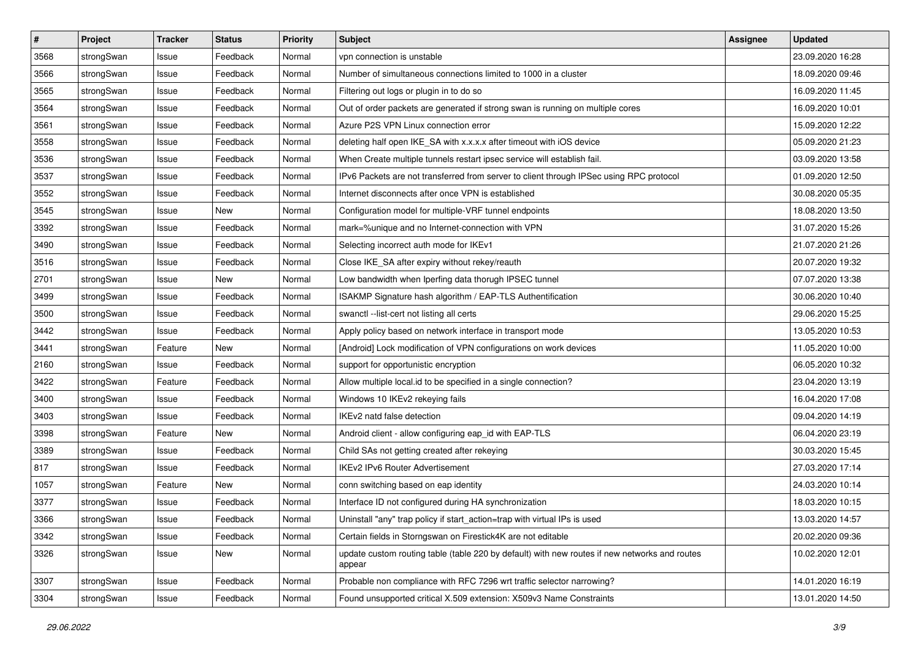| # | Project | Tracker | Status | Priority | Subject | Assignee | Updated |
|---|---|---|---|---|---|---|---|
| 3568 | strongSwan | Issue | Feedback | Normal | vpn connection is unstable | | 23.09.2020 16:28 |
| 3566 | strongSwan | Issue | Feedback | Normal | Number of simultaneous connections limited to 1000 in a cluster | | 18.09.2020 09:46 |
| 3565 | strongSwan | Issue | Feedback | Normal | Filtering out logs or plugin in to do so | | 16.09.2020 11:45 |
| 3564 | strongSwan | Issue | Feedback | Normal | Out of order packets are generated if strong swan is running on multiple cores | | 16.09.2020 10:01 |
| 3561 | strongSwan | Issue | Feedback | Normal | Azure P2S VPN Linux connection error | | 15.09.2020 12:22 |
| 3558 | strongSwan | Issue | Feedback | Normal | deleting half open IKE_SA with x.x.x.x after timeout with iOS device | | 05.09.2020 21:23 |
| 3536 | strongSwan | Issue | Feedback | Normal | When Create multiple tunnels restart ipsec service will establish fail. | | 03.09.2020 13:58 |
| 3537 | strongSwan | Issue | Feedback | Normal | IPv6 Packets are not transferred from server to client through IPSec using RPC protocol | | 01.09.2020 12:50 |
| 3552 | strongSwan | Issue | Feedback | Normal | Internet disconnects after once VPN is established | | 30.08.2020 05:35 |
| 3545 | strongSwan | Issue | New | Normal | Configuration model for multiple-VRF tunnel endpoints | | 18.08.2020 13:50 |
| 3392 | strongSwan | Issue | Feedback | Normal | mark=%unique and no Internet-connection with VPN | | 31.07.2020 15:26 |
| 3490 | strongSwan | Issue | Feedback | Normal | Selecting incorrect auth mode for IKEv1 | | 21.07.2020 21:26 |
| 3516 | strongSwan | Issue | Feedback | Normal | Close IKE_SA after expiry without rekey/reauth | | 20.07.2020 19:32 |
| 2701 | strongSwan | Issue | New | Normal | Low bandwidth when Iperfing data thorugh IPSEC tunnel | | 07.07.2020 13:38 |
| 3499 | strongSwan | Issue | Feedback | Normal | ISAKMP Signature hash algorithm / EAP-TLS Authentification | | 30.06.2020 10:40 |
| 3500 | strongSwan | Issue | Feedback | Normal | swanctl --list-cert not listing all certs | | 29.06.2020 15:25 |
| 3442 | strongSwan | Issue | Feedback | Normal | Apply policy based on network interface in transport mode | | 13.05.2020 10:53 |
| 3441 | strongSwan | Feature | New | Normal | [Android] Lock modification of VPN configurations on work devices | | 11.05.2020 10:00 |
| 2160 | strongSwan | Issue | Feedback | Normal | support for opportunistic encryption | | 06.05.2020 10:32 |
| 3422 | strongSwan | Feature | Feedback | Normal | Allow multiple local.id to be specified in a single connection? | | 23.04.2020 13:19 |
| 3400 | strongSwan | Issue | Feedback | Normal | Windows 10 IKEv2 rekeying fails | | 16.04.2020 17:08 |
| 3403 | strongSwan | Issue | Feedback | Normal | IKEv2 natd false detection | | 09.04.2020 14:19 |
| 3398 | strongSwan | Feature | New | Normal | Android client - allow configuring eap_id with EAP-TLS | | 06.04.2020 23:19 |
| 3389 | strongSwan | Issue | Feedback | Normal | Child SAs not getting created after rekeying | | 30.03.2020 15:45 |
| 817 | strongSwan | Issue | Feedback | Normal | IKEv2 IPv6 Router Advertisement | | 27.03.2020 17:14 |
| 1057 | strongSwan | Feature | New | Normal | conn switching based on eap identity | | 24.03.2020 10:14 |
| 3377 | strongSwan | Issue | Feedback | Normal | Interface ID not configured during HA synchronization | | 18.03.2020 10:15 |
| 3366 | strongSwan | Issue | Feedback | Normal | Uninstall "any" trap policy if start_action=trap with virtual IPs is used | | 13.03.2020 14:57 |
| 3342 | strongSwan | Issue | Feedback | Normal | Certain fields in Storngswan on Firestick4K are not editable | | 20.02.2020 09:36 |
| 3326 | strongSwan | Issue | New | Normal | update custom routing table (table 220 by default) with new routes if new networks and routes appear | | 10.02.2020 12:01 |
| 3307 | strongSwan | Issue | Feedback | Normal | Probable non compliance with RFC 7296 wrt traffic selector narrowing? | | 14.01.2020 16:19 |
| 3304 | strongSwan | Issue | Feedback | Normal | Found unsupported critical X.509 extension: X509v3 Name Constraints | | 13.01.2020 14:50 |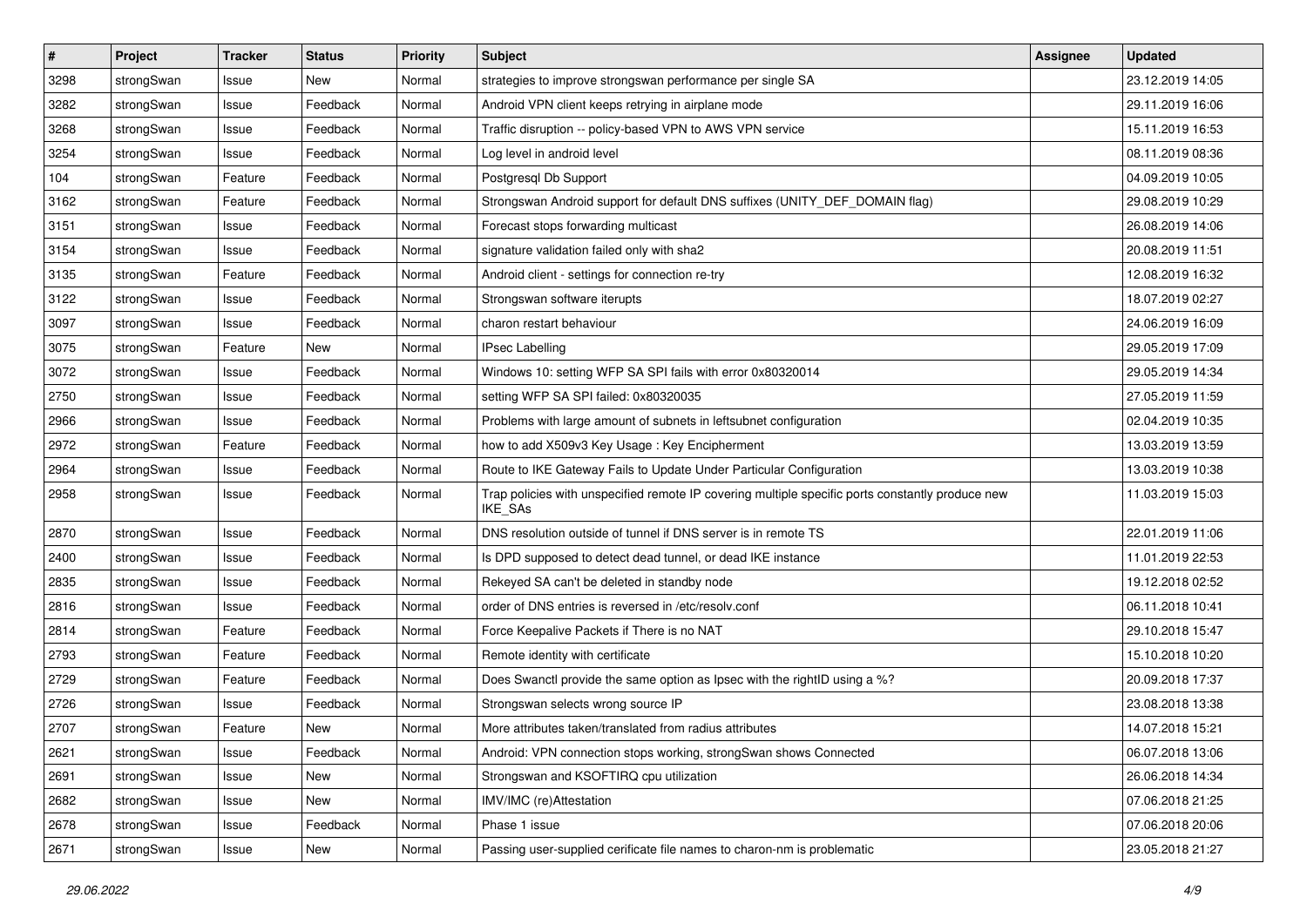| # | Project | Tracker | Status | Priority | Subject | Assignee | Updated |
|---|---|---|---|---|---|---|---|
| 3298 | strongSwan | Issue | New | Normal | strategies to improve strongswan performance per single SA | | 23.12.2019 14:05 |
| 3282 | strongSwan | Issue | Feedback | Normal | Android VPN client keeps retrying in airplane mode | | 29.11.2019 16:06 |
| 3268 | strongSwan | Issue | Feedback | Normal | Traffic disruption -- policy-based VPN to AWS VPN service | | 15.11.2019 16:53 |
| 3254 | strongSwan | Issue | Feedback | Normal | Log level in android level | | 08.11.2019 08:36 |
| 104 | strongSwan | Feature | Feedback | Normal | Postgresql Db Support | | 04.09.2019 10:05 |
| 3162 | strongSwan | Feature | Feedback | Normal | Strongswan Android support for default DNS suffixes (UNITY_DEF_DOMAIN flag) | | 29.08.2019 10:29 |
| 3151 | strongSwan | Issue | Feedback | Normal | Forecast stops forwarding multicast | | 26.08.2019 14:06 |
| 3154 | strongSwan | Issue | Feedback | Normal | signature validation failed only with sha2 | | 20.08.2019 11:51 |
| 3135 | strongSwan | Feature | Feedback | Normal | Android client - settings for connection re-try | | 12.08.2019 16:32 |
| 3122 | strongSwan | Issue | Feedback | Normal | Strongswan software iterupts | | 18.07.2019 02:27 |
| 3097 | strongSwan | Issue | Feedback | Normal | charon restart behaviour | | 24.06.2019 16:09 |
| 3075 | strongSwan | Feature | New | Normal | IPsec Labelling | | 29.05.2019 17:09 |
| 3072 | strongSwan | Issue | Feedback | Normal | Windows 10: setting WFP SA SPI fails with error 0x80320014 | | 29.05.2019 14:34 |
| 2750 | strongSwan | Issue | Feedback | Normal | setting WFP SA SPI failed: 0x80320035 | | 27.05.2019 11:59 |
| 2966 | strongSwan | Issue | Feedback | Normal | Problems with large amount of subnets in leftsubnet configuration | | 02.04.2019 10:35 |
| 2972 | strongSwan | Feature | Feedback | Normal | how to add X509v3 Key Usage : Key Encipherment | | 13.03.2019 13:59 |
| 2964 | strongSwan | Issue | Feedback | Normal | Route to IKE Gateway Fails to Update Under Particular Configuration | | 13.03.2019 10:38 |
| 2958 | strongSwan | Issue | Feedback | Normal | Trap policies with unspecified remote IP covering multiple specific ports constantly produce new IKE_SAs | | 11.03.2019 15:03 |
| 2870 | strongSwan | Issue | Feedback | Normal | DNS resolution outside of tunnel if DNS server is in remote TS | | 22.01.2019 11:06 |
| 2400 | strongSwan | Issue | Feedback | Normal | Is DPD supposed to detect dead tunnel, or dead IKE instance | | 11.01.2019 22:53 |
| 2835 | strongSwan | Issue | Feedback | Normal | Rekeyed SA can't be deleted in standby node | | 19.12.2018 02:52 |
| 2816 | strongSwan | Issue | Feedback | Normal | order of DNS entries is reversed in /etc/resolv.conf | | 06.11.2018 10:41 |
| 2814 | strongSwan | Feature | Feedback | Normal | Force Keepalive Packets if There is no NAT | | 29.10.2018 15:47 |
| 2793 | strongSwan | Feature | Feedback | Normal | Remote identity with certificate | | 15.10.2018 10:20 |
| 2729 | strongSwan | Feature | Feedback | Normal | Does Swanctl provide the same option as Ipsec with the rightID using a %? | | 20.09.2018 17:37 |
| 2726 | strongSwan | Issue | Feedback | Normal | Strongswan selects wrong source IP | | 23.08.2018 13:38 |
| 2707 | strongSwan | Feature | New | Normal | More attributes taken/translated from radius attributes | | 14.07.2018 15:21 |
| 2621 | strongSwan | Issue | Feedback | Normal | Android: VPN connection stops working, strongSwan shows Connected | | 06.07.2018 13:06 |
| 2691 | strongSwan | Issue | New | Normal | Strongswan and KSOFTIRQ cpu utilization | | 26.06.2018 14:34 |
| 2682 | strongSwan | Issue | New | Normal | IMV/IMC (re)Attestation | | 07.06.2018 21:25 |
| 2678 | strongSwan | Issue | Feedback | Normal | Phase 1 issue | | 07.06.2018 20:06 |
| 2671 | strongSwan | Issue | New | Normal | Passing user-supplied cerificate file names to charon-nm is problematic | | 23.05.2018 21:27 |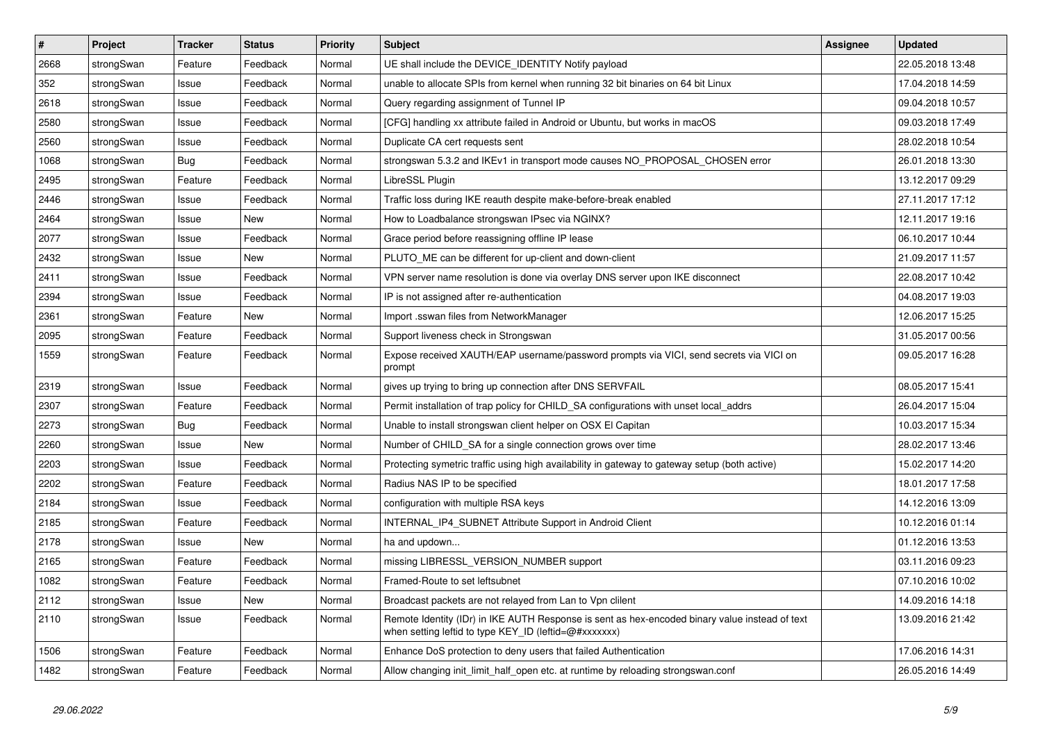| # | Project | Tracker | Status | Priority | Subject | Assignee | Updated |
|---|---|---|---|---|---|---|---|
| 2668 | strongSwan | Feature | Feedback | Normal | UE shall include the DEVICE_IDENTITY Notify payload | | 22.05.2018 13:48 |
| 352 | strongSwan | Issue | Feedback | Normal | unable to allocate SPIs from kernel when running 32 bit binaries on 64 bit Linux | | 17.04.2018 14:59 |
| 2618 | strongSwan | Issue | Feedback | Normal | Query regarding assignment of Tunnel IP | | 09.04.2018 10:57 |
| 2580 | strongSwan | Issue | Feedback | Normal | [CFG] handling xx attribute failed in Android or Ubuntu, but works in macOS | | 09.03.2018 17:49 |
| 2560 | strongSwan | Issue | Feedback | Normal | Duplicate CA cert requests sent | | 28.02.2018 10:54 |
| 1068 | strongSwan | Bug | Feedback | Normal | strongswan 5.3.2 and IKEv1 in transport mode causes NO_PROPOSAL_CHOSEN error | | 26.01.2018 13:30 |
| 2495 | strongSwan | Feature | Feedback | Normal | LibreSSL Plugin | | 13.12.2017 09:29 |
| 2446 | strongSwan | Issue | Feedback | Normal | Traffic loss during IKE reauth despite make-before-break enabled | | 27.11.2017 17:12 |
| 2464 | strongSwan | Issue | New | Normal | How to Loadbalance strongswan IPsec via NGINX? | | 12.11.2017 19:16 |
| 2077 | strongSwan | Issue | Feedback | Normal | Grace period before reassigning offline IP lease | | 06.10.2017 10:44 |
| 2432 | strongSwan | Issue | New | Normal | PLUTO_ME can be different for up-client and down-client | | 21.09.2017 11:57 |
| 2411 | strongSwan | Issue | Feedback | Normal | VPN server name resolution is done via overlay DNS server upon IKE disconnect | | 22.08.2017 10:42 |
| 2394 | strongSwan | Issue | Feedback | Normal | IP is not assigned after re-authentication | | 04.08.2017 19:03 |
| 2361 | strongSwan | Feature | New | Normal | Import .sswan files from NetworkManager | | 12.06.2017 15:25 |
| 2095 | strongSwan | Feature | Feedback | Normal | Support liveness check in Strongswan | | 31.05.2017 00:56 |
| 1559 | strongSwan | Feature | Feedback | Normal | Expose received XAUTH/EAP username/password prompts via VICI, send secrets via VICI on prompt | | 09.05.2017 16:28 |
| 2319 | strongSwan | Issue | Feedback | Normal | gives up trying to bring up connection after DNS SERVFAIL | | 08.05.2017 15:41 |
| 2307 | strongSwan | Feature | Feedback | Normal | Permit installation of trap policy for CHILD_SA configurations with unset local_addrs | | 26.04.2017 15:04 |
| 2273 | strongSwan | Bug | Feedback | Normal | Unable to install strongswan client helper on OSX El Capitan | | 10.03.2017 15:34 |
| 2260 | strongSwan | Issue | New | Normal | Number of CHILD_SA for a single connection grows over time | | 28.02.2017 13:46 |
| 2203 | strongSwan | Issue | Feedback | Normal | Protecting symetric traffic using high availability in gateway to gateway setup (both active) | | 15.02.2017 14:20 |
| 2202 | strongSwan | Feature | Feedback | Normal | Radius NAS IP to be specified | | 18.01.2017 17:58 |
| 2184 | strongSwan | Issue | Feedback | Normal | configuration with multiple RSA keys | | 14.12.2016 13:09 |
| 2185 | strongSwan | Feature | Feedback | Normal | INTERNAL_IP4_SUBNET Attribute Support in Android Client | | 10.12.2016 01:14 |
| 2178 | strongSwan | Issue | New | Normal | ha and updown... | | 01.12.2016 13:53 |
| 2165 | strongSwan | Feature | Feedback | Normal | missing LIBRESSL_VERSION_NUMBER support | | 03.11.2016 09:23 |
| 1082 | strongSwan | Feature | Feedback | Normal | Framed-Route to set leftsubnet | | 07.10.2016 10:02 |
| 2112 | strongSwan | Issue | New | Normal | Broadcast packets are not relayed from Lan to Vpn clilent | | 14.09.2016 14:18 |
| 2110 | strongSwan | Issue | Feedback | Normal | Remote Identity (IDr) in IKE AUTH Response is sent as hex-encoded binary value instead of text when setting leftid to type KEY_ID (leftid=@#xxxxxxx) | | 13.09.2016 21:42 |
| 1506 | strongSwan | Feature | Feedback | Normal | Enhance DoS protection to deny users that failed Authentication | | 17.06.2016 14:31 |
| 1482 | strongSwan | Feature | Feedback | Normal | Allow changing init_limit_half_open etc. at runtime by reloading strongswan.conf | | 26.05.2016 14:49 |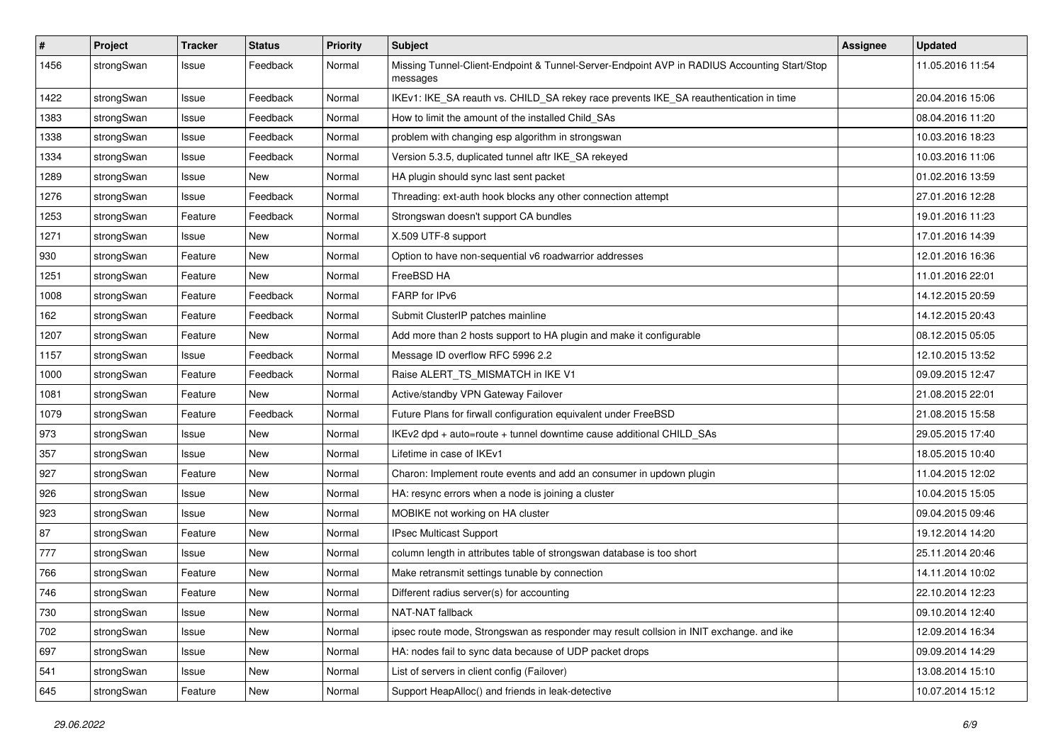| # | Project | Tracker | Status | Priority | Subject | Assignee | Updated |
|---|---|---|---|---|---|---|---|
| 1456 | strongSwan | Issue | Feedback | Normal | Missing Tunnel-Client-Endpoint & Tunnel-Server-Endpoint AVP in RADIUS Accounting Start/Stop messages | | 11.05.2016 11:54 |
| 1422 | strongSwan | Issue | Feedback | Normal | IKEv1: IKE_SA reauth vs. CHILD_SA rekey race prevents IKE_SA reauthentication in time | | 20.04.2016 15:06 |
| 1383 | strongSwan | Issue | Feedback | Normal | How to limit the amount of the installed Child_SAs | | 08.04.2016 11:20 |
| 1338 | strongSwan | Issue | Feedback | Normal | problem with changing esp algorithm in strongswan | | 10.03.2016 18:23 |
| 1334 | strongSwan | Issue | Feedback | Normal | Version 5.3.5, duplicated tunnel aftr IKE_SA rekeyed | | 10.03.2016 11:06 |
| 1289 | strongSwan | Issue | New | Normal | HA plugin should sync last sent packet | | 01.02.2016 13:59 |
| 1276 | strongSwan | Issue | Feedback | Normal | Threading: ext-auth hook blocks any other connection attempt | | 27.01.2016 12:28 |
| 1253 | strongSwan | Feature | Feedback | Normal | Strongswan doesn't support CA bundles | | 19.01.2016 11:23 |
| 1271 | strongSwan | Issue | New | Normal | X.509 UTF-8 support | | 17.01.2016 14:39 |
| 930 | strongSwan | Feature | New | Normal | Option to have non-sequential v6 roadwarrior addresses | | 12.01.2016 16:36 |
| 1251 | strongSwan | Feature | New | Normal | FreeBSD HA | | 11.01.2016 22:01 |
| 1008 | strongSwan | Feature | Feedback | Normal | FARP for IPv6 | | 14.12.2015 20:59 |
| 162 | strongSwan | Feature | Feedback | Normal | Submit ClusterIP patches mainline | | 14.12.2015 20:43 |
| 1207 | strongSwan | Feature | New | Normal | Add more than 2 hosts support to HA plugin and make it configurable | | 08.12.2015 05:05 |
| 1157 | strongSwan | Issue | Feedback | Normal | Message ID overflow RFC 5996 2.2 | | 12.10.2015 13:52 |
| 1000 | strongSwan | Feature | Feedback | Normal | Raise ALERT_TS_MISMATCH in IKE V1 | | 09.09.2015 12:47 |
| 1081 | strongSwan | Feature | New | Normal | Active/standby VPN Gateway Failover | | 21.08.2015 22:01 |
| 1079 | strongSwan | Feature | Feedback | Normal | Future Plans for firwall configuration equivalent under FreeBSD | | 21.08.2015 15:58 |
| 973 | strongSwan | Issue | New | Normal | IKEv2 dpd + auto=route + tunnel downtime cause additional CHILD_SAs | | 29.05.2015 17:40 |
| 357 | strongSwan | Issue | New | Normal | Lifetime in case of IKEv1 | | 18.05.2015 10:40 |
| 927 | strongSwan | Feature | New | Normal | Charon: Implement route events and add an consumer in updown plugin | | 11.04.2015 12:02 |
| 926 | strongSwan | Issue | New | Normal | HA: resync errors when a node is joining a cluster | | 10.04.2015 15:05 |
| 923 | strongSwan | Issue | New | Normal | MOBIKE not working on HA cluster | | 09.04.2015 09:46 |
| 87 | strongSwan | Feature | New | Normal | IPsec Multicast Support | | 19.12.2014 14:20 |
| 777 | strongSwan | Issue | New | Normal | column length in attributes table of strongswan database is too short | | 25.11.2014 20:46 |
| 766 | strongSwan | Feature | New | Normal | Make retransmit settings tunable by connection | | 14.11.2014 10:02 |
| 746 | strongSwan | Feature | New | Normal | Different radius server(s) for accounting | | 22.10.2014 12:23 |
| 730 | strongSwan | Issue | New | Normal | NAT-NAT fallback | | 09.10.2014 12:40 |
| 702 | strongSwan | Issue | New | Normal | ipsec route mode, Strongswan as responder may result collsion in INIT exchange. and ike | | 12.09.2014 16:34 |
| 697 | strongSwan | Issue | New | Normal | HA: nodes fail to sync data because of UDP packet drops | | 09.09.2014 14:29 |
| 541 | strongSwan | Issue | New | Normal | List of servers in client config (Failover) | | 13.08.2014 15:10 |
| 645 | strongSwan | Feature | New | Normal | Support HeapAlloc() and friends in leak-detective | | 10.07.2014 15:12 |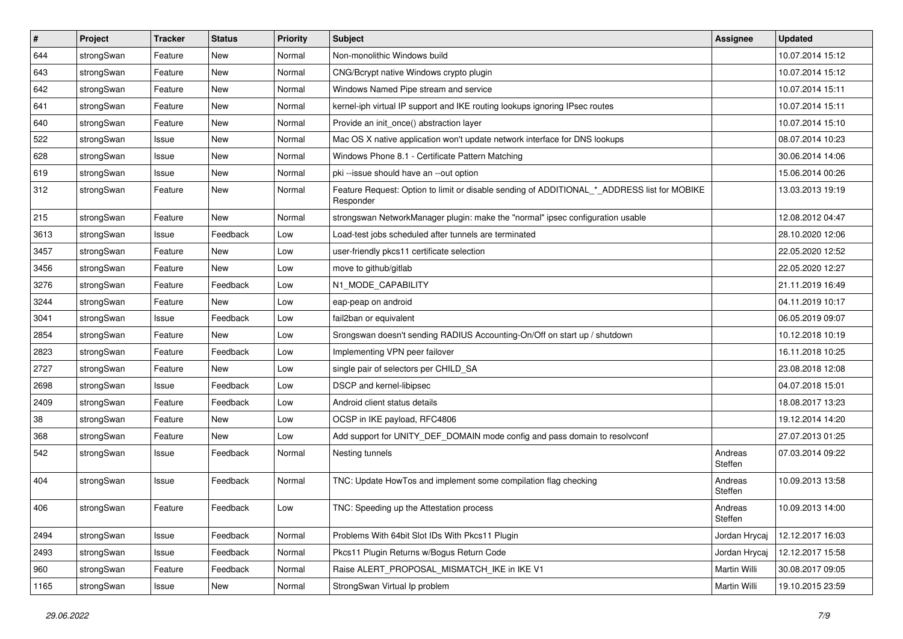| # | Project | Tracker | Status | Priority | Subject | Assignee | Updated |
|---|---|---|---|---|---|---|---|
| 644 | strongSwan | Feature | New | Normal | Non-monolithic Windows build | | 10.07.2014 15:12 |
| 643 | strongSwan | Feature | New | Normal | CNG/Bcrypt native Windows crypto plugin | | 10.07.2014 15:12 |
| 642 | strongSwan | Feature | New | Normal | Windows Named Pipe stream and service | | 10.07.2014 15:11 |
| 641 | strongSwan | Feature | New | Normal | kernel-iph virtual IP support and IKE routing lookups ignoring IPsec routes | | 10.07.2014 15:11 |
| 640 | strongSwan | Feature | New | Normal | Provide an init_once() abstraction layer | | 10.07.2014 15:10 |
| 522 | strongSwan | Issue | New | Normal | Mac OS X native application won't update network interface for DNS lookups | | 08.07.2014 10:23 |
| 628 | strongSwan | Issue | New | Normal | Windows Phone 8.1 - Certificate Pattern Matching | | 30.06.2014 14:06 |
| 619 | strongSwan | Issue | New | Normal | pki --issue should have an --out option | | 15.06.2014 00:26 |
| 312 | strongSwan | Feature | New | Normal | Feature Request: Option to limit or disable sending of ADDITIONAL_*_ADDRESS list for MOBIKE Responder | | 13.03.2013 19:19 |
| 215 | strongSwan | Feature | New | Normal | strongswan NetworkManager plugin: make the "normal" ipsec configuration usable | | 12.08.2012 04:47 |
| 3613 | strongSwan | Issue | Feedback | Low | Load-test jobs scheduled after tunnels are terminated | | 28.10.2020 12:06 |
| 3457 | strongSwan | Feature | New | Low | user-friendly pkcs11 certificate selection | | 22.05.2020 12:52 |
| 3456 | strongSwan | Feature | New | Low | move to github/gitlab | | 22.05.2020 12:27 |
| 3276 | strongSwan | Feature | Feedback | Low | N1_MODE_CAPABILITY | | 21.11.2019 16:49 |
| 3244 | strongSwan | Feature | New | Low | eap-peap on android | | 04.11.2019 10:17 |
| 3041 | strongSwan | Issue | Feedback | Low | fail2ban or equivalent | | 06.05.2019 09:07 |
| 2854 | strongSwan | Feature | New | Low | Srongswan doesn't sending RADIUS Accounting-On/Off on start up / shutdown | | 10.12.2018 10:19 |
| 2823 | strongSwan | Feature | Feedback | Low | Implementing VPN peer failover | | 16.11.2018 10:25 |
| 2727 | strongSwan | Feature | New | Low | single pair of selectors per CHILD_SA | | 23.08.2018 12:08 |
| 2698 | strongSwan | Issue | Feedback | Low | DSCP and kernel-libipsec | | 04.07.2018 15:01 |
| 2409 | strongSwan | Feature | Feedback | Low | Android client status details | | 18.08.2017 13:23 |
| 38 | strongSwan | Feature | New | Low | OCSP in IKE payload, RFC4806 | | 19.12.2014 14:20 |
| 368 | strongSwan | Feature | New | Low | Add support for UNITY_DEF_DOMAIN mode config and pass domain to resolvconf | | 27.07.2013 01:25 |
| 542 | strongSwan | Issue | Feedback | Normal | Nesting tunnels | Andreas Steffen | 07.03.2014 09:22 |
| 404 | strongSwan | Issue | Feedback | Normal | TNC: Update HowTos and implement some compilation flag checking | Andreas Steffen | 10.09.2013 13:58 |
| 406 | strongSwan | Feature | Feedback | Low | TNC: Speeding up the Attestation process | Andreas Steffen | 10.09.2013 14:00 |
| 2494 | strongSwan | Issue | Feedback | Normal | Problems With 64bit Slot IDs With Pkcs11 Plugin | Jordan Hrycaj | 12.12.2017 16:03 |
| 2493 | strongSwan | Issue | Feedback | Normal | Pkcs11 Plugin Returns w/Bogus Return Code | Jordan Hrycaj | 12.12.2017 15:58 |
| 960 | strongSwan | Feature | Feedback | Normal | Raise ALERT_PROPOSAL_MISMATCH_IKE in IKE V1 | Martin Willi | 30.08.2017 09:05 |
| 1165 | strongSwan | Issue | New | Normal | StrongSwan Virtual Ip problem | Martin Willi | 19.10.2015 23:59 |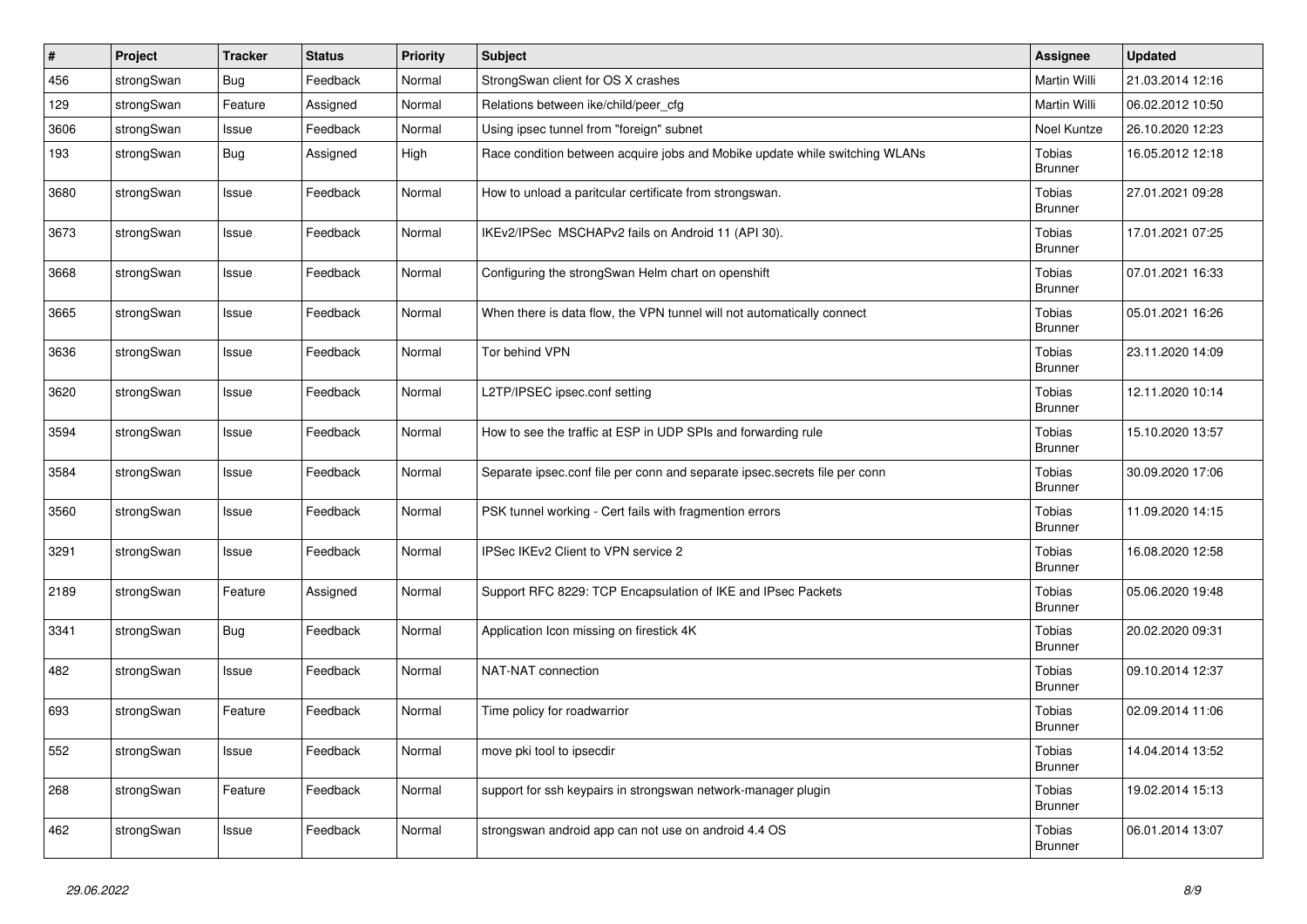| # | Project | Tracker | Status | Priority | Subject | Assignee | Updated |
|---|---|---|---|---|---|---|---|
| 456 | strongSwan | Bug | Feedback | Normal | StrongSwan client for OS X crashes | Martin Willi | 21.03.2014 12:16 |
| 129 | strongSwan | Feature | Assigned | Normal | Relations between ike/child/peer_cfg | Martin Willi | 06.02.2012 10:50 |
| 3606 | strongSwan | Issue | Feedback | Normal | Using ipsec tunnel from "foreign" subnet | Noel Kuntze | 26.10.2020 12:23 |
| 193 | strongSwan | Bug | Assigned | High | Race condition between acquire jobs and Mobike update while switching WLANs | Tobias Brunner | 16.05.2012 12:18 |
| 3680 | strongSwan | Issue | Feedback | Normal | How to unload a paritcular certificate from strongswan. | Tobias Brunner | 27.01.2021 09:28 |
| 3673 | strongSwan | Issue | Feedback | Normal | IKEv2/IPSec  MSCHAPv2 fails on Android 11 (API 30). | Tobias Brunner | 17.01.2021 07:25 |
| 3668 | strongSwan | Issue | Feedback | Normal | Configuring the strongSwan Helm chart on openshift | Tobias Brunner | 07.01.2021 16:33 |
| 3665 | strongSwan | Issue | Feedback | Normal | When there is data flow, the VPN tunnel will not automatically connect | Tobias Brunner | 05.01.2021 16:26 |
| 3636 | strongSwan | Issue | Feedback | Normal | Tor behind VPN | Tobias Brunner | 23.11.2020 14:09 |
| 3620 | strongSwan | Issue | Feedback | Normal | L2TP/IPSEC ipsec.conf setting | Tobias Brunner | 12.11.2020 10:14 |
| 3594 | strongSwan | Issue | Feedback | Normal | How to see the traffic at ESP in UDP SPIs and forwarding rule | Tobias Brunner | 15.10.2020 13:57 |
| 3584 | strongSwan | Issue | Feedback | Normal | Separate ipsec.conf file per conn and separate ipsec.secrets file per conn | Tobias Brunner | 30.09.2020 17:06 |
| 3560 | strongSwan | Issue | Feedback | Normal | PSK tunnel working - Cert fails with fragmention errors | Tobias Brunner | 11.09.2020 14:15 |
| 3291 | strongSwan | Issue | Feedback | Normal | IPSec IKEv2 Client to VPN service 2 | Tobias Brunner | 16.08.2020 12:58 |
| 2189 | strongSwan | Feature | Assigned | Normal | Support RFC 8229: TCP Encapsulation of IKE and IPsec Packets | Tobias Brunner | 05.06.2020 19:48 |
| 3341 | strongSwan | Bug | Feedback | Normal | Application Icon missing on firestick 4K | Tobias Brunner | 20.02.2020 09:31 |
| 482 | strongSwan | Issue | Feedback | Normal | NAT-NAT connection | Tobias Brunner | 09.10.2014 12:37 |
| 693 | strongSwan | Feature | Feedback | Normal | Time policy for roadwarrior | Tobias Brunner | 02.09.2014 11:06 |
| 552 | strongSwan | Issue | Feedback | Normal | move pki tool to ipsecdir | Tobias Brunner | 14.04.2014 13:52 |
| 268 | strongSwan | Feature | Feedback | Normal | support for ssh keypairs in strongswan network-manager plugin | Tobias Brunner | 19.02.2014 15:13 |
| 462 | strongSwan | Issue | Feedback | Normal | strongswan android app can not use on android 4.4 OS | Tobias Brunner | 06.01.2014 13:07 |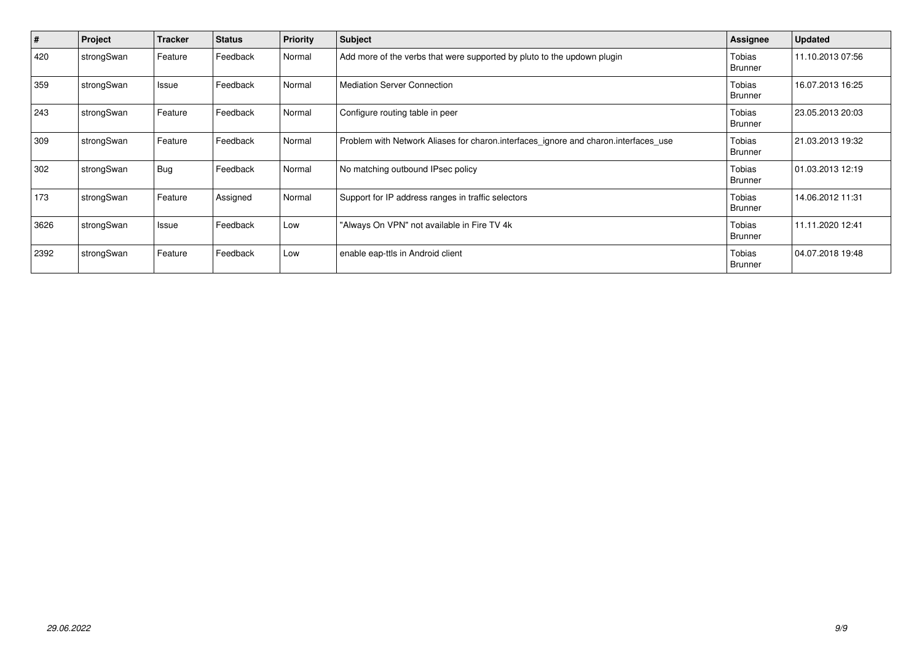| # | Project | Tracker | Status | Priority | Subject | Assignee | Updated |
| --- | --- | --- | --- | --- | --- | --- | --- |
| 420 | strongSwan | Feature | Feedback | Normal | Add more of the verbs that were supported by pluto to the updown plugin | Tobias Brunner | 11.10.2013 07:56 |
| 359 | strongSwan | Issue | Feedback | Normal | Mediation Server Connection | Tobias Brunner | 16.07.2013 16:25 |
| 243 | strongSwan | Feature | Feedback | Normal | Configure routing table in peer | Tobias Brunner | 23.05.2013 20:03 |
| 309 | strongSwan | Feature | Feedback | Normal | Problem with Network Aliases for charon.interfaces_ignore and charon.interfaces_use | Tobias Brunner | 21.03.2013 19:32 |
| 302 | strongSwan | Bug | Feedback | Normal | No matching outbound IPsec policy | Tobias Brunner | 01.03.2013 12:19 |
| 173 | strongSwan | Feature | Assigned | Normal | Support for IP address ranges in traffic selectors | Tobias Brunner | 14.06.2012 11:31 |
| 3626 | strongSwan | Issue | Feedback | Low | "Always On VPN" not available in Fire TV 4k | Tobias Brunner | 11.11.2020 12:41 |
| 2392 | strongSwan | Feature | Feedback | Low | enable eap-ttls in Android client | Tobias Brunner | 04.07.2018 19:48 |